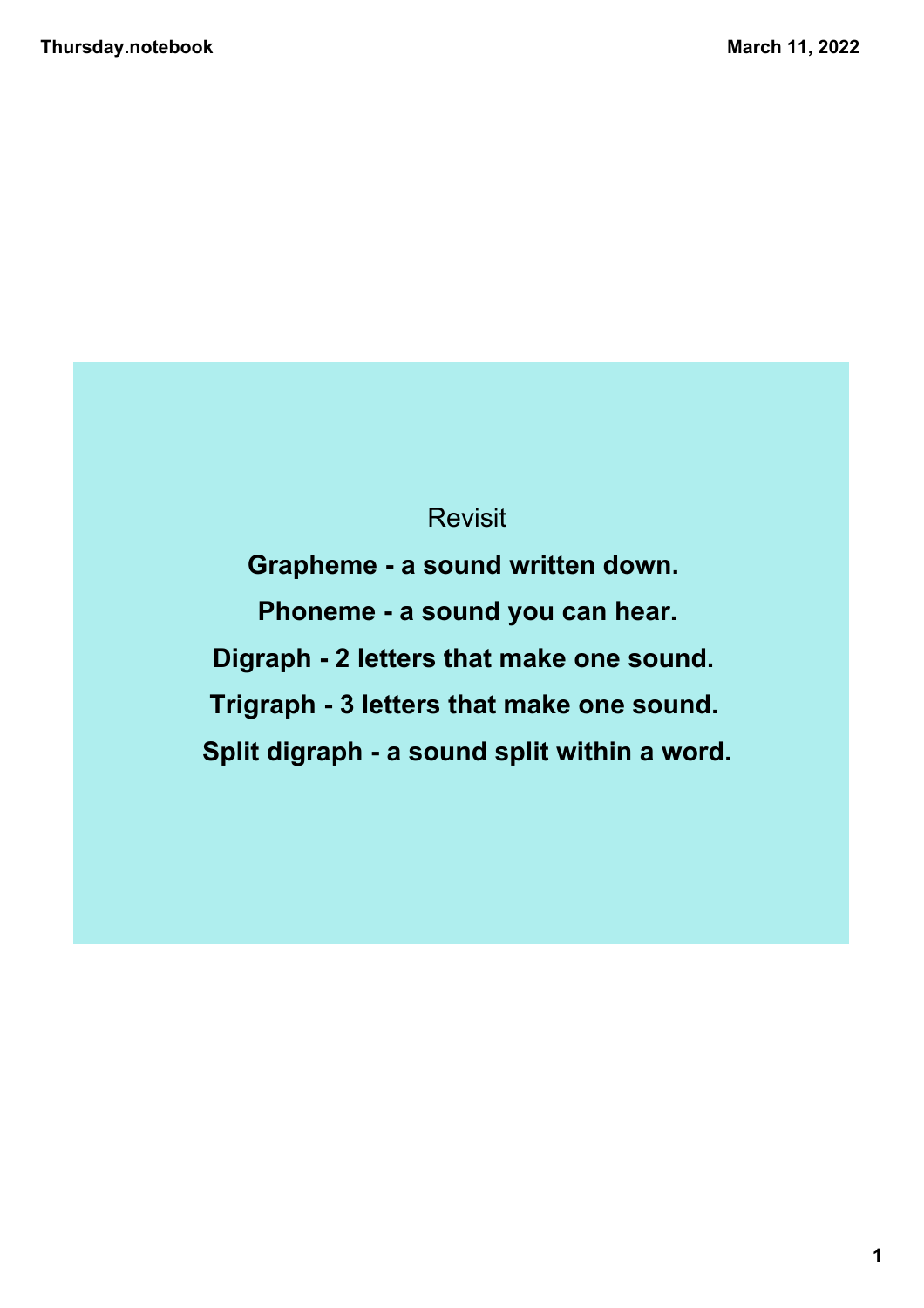Revisit

**Grapheme - a sound written down.**

**Phoneme - a sound you can hear.**

**Digraph - 2 letters that make one sound.**

**Trigraph - 3 letters that make one sound.**

**Split digraph - a sound split within a word.**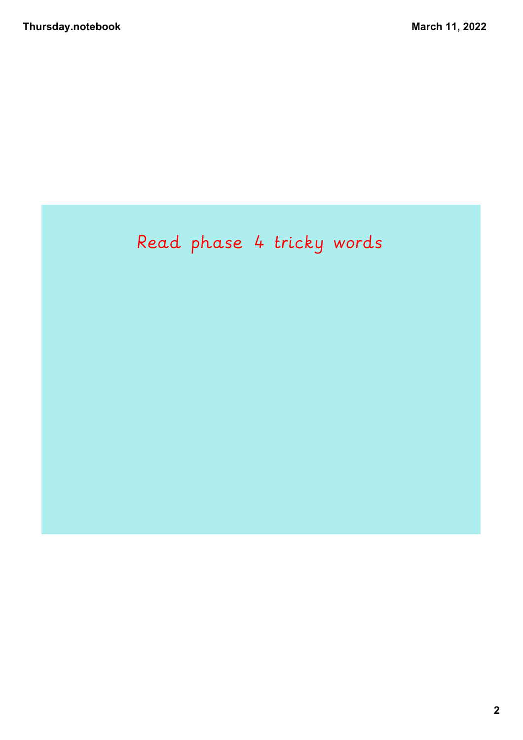Read phase 4 tricky words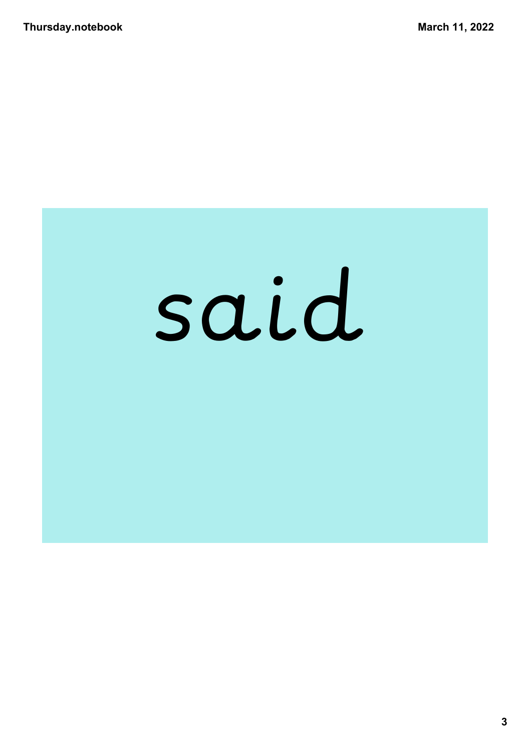said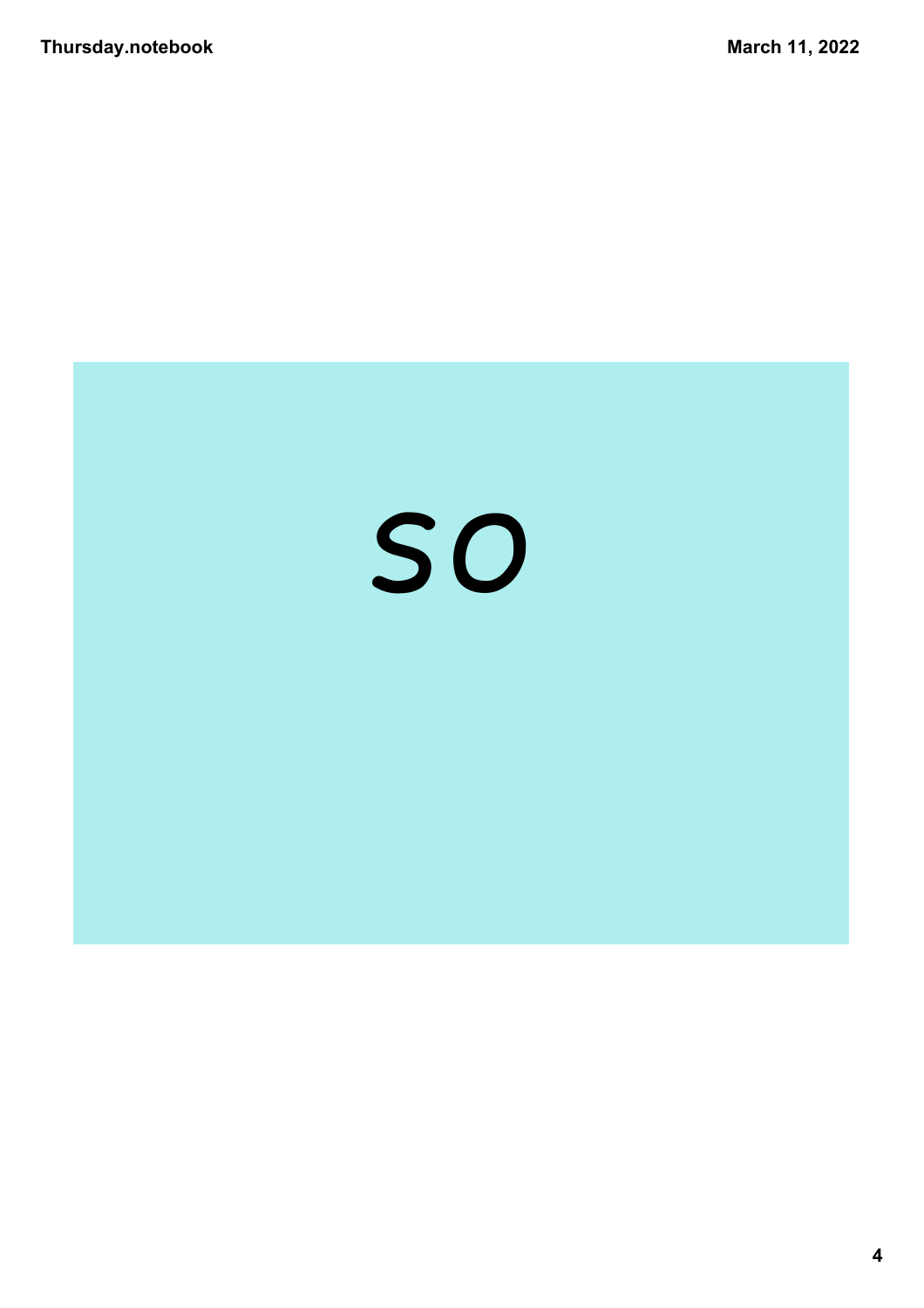so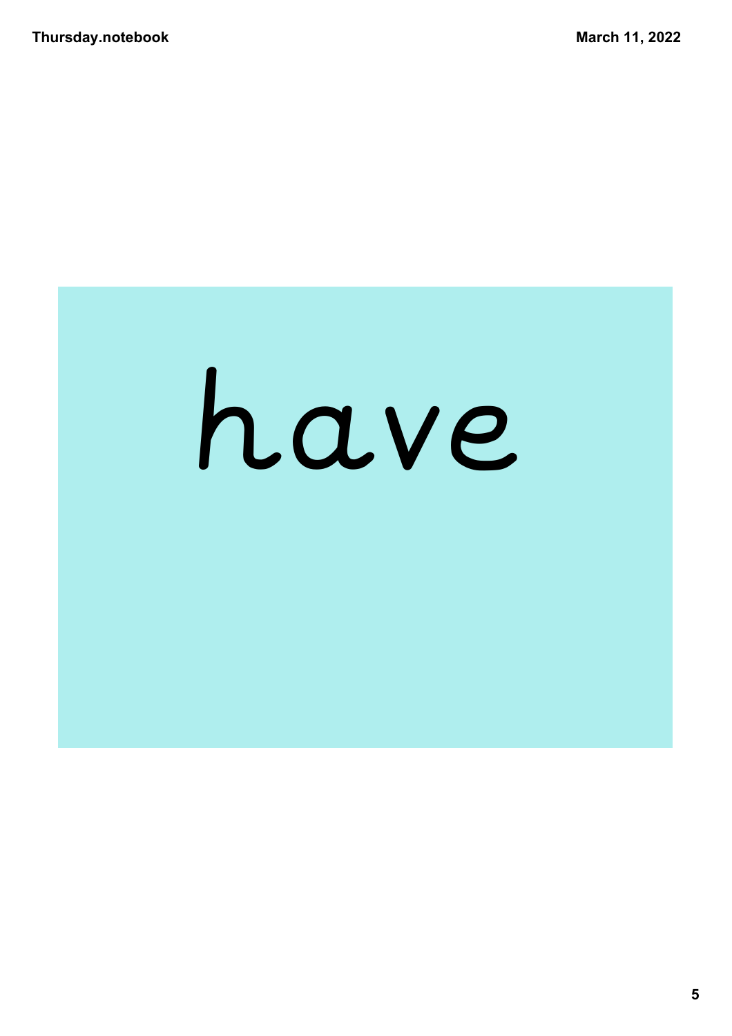have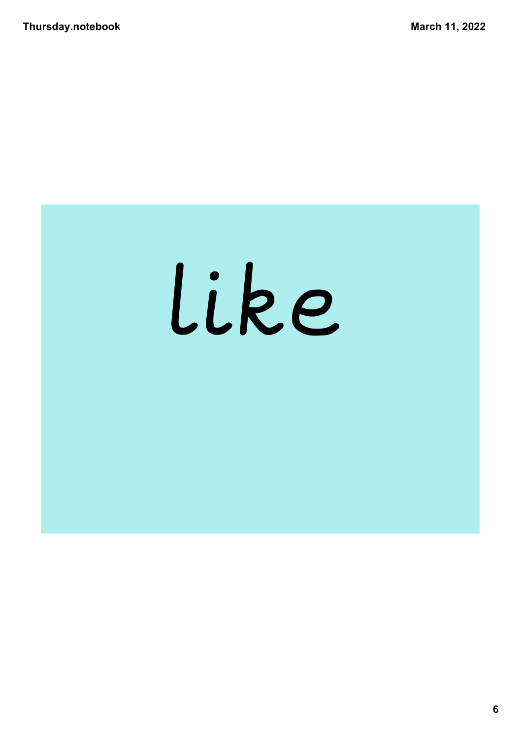like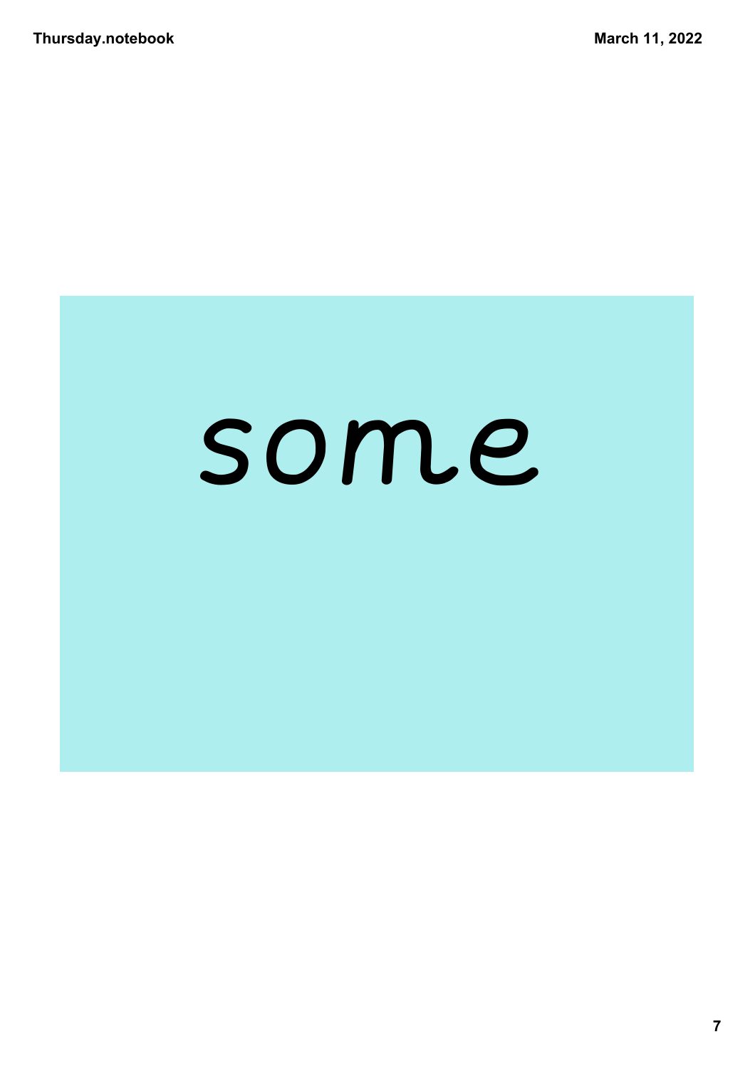some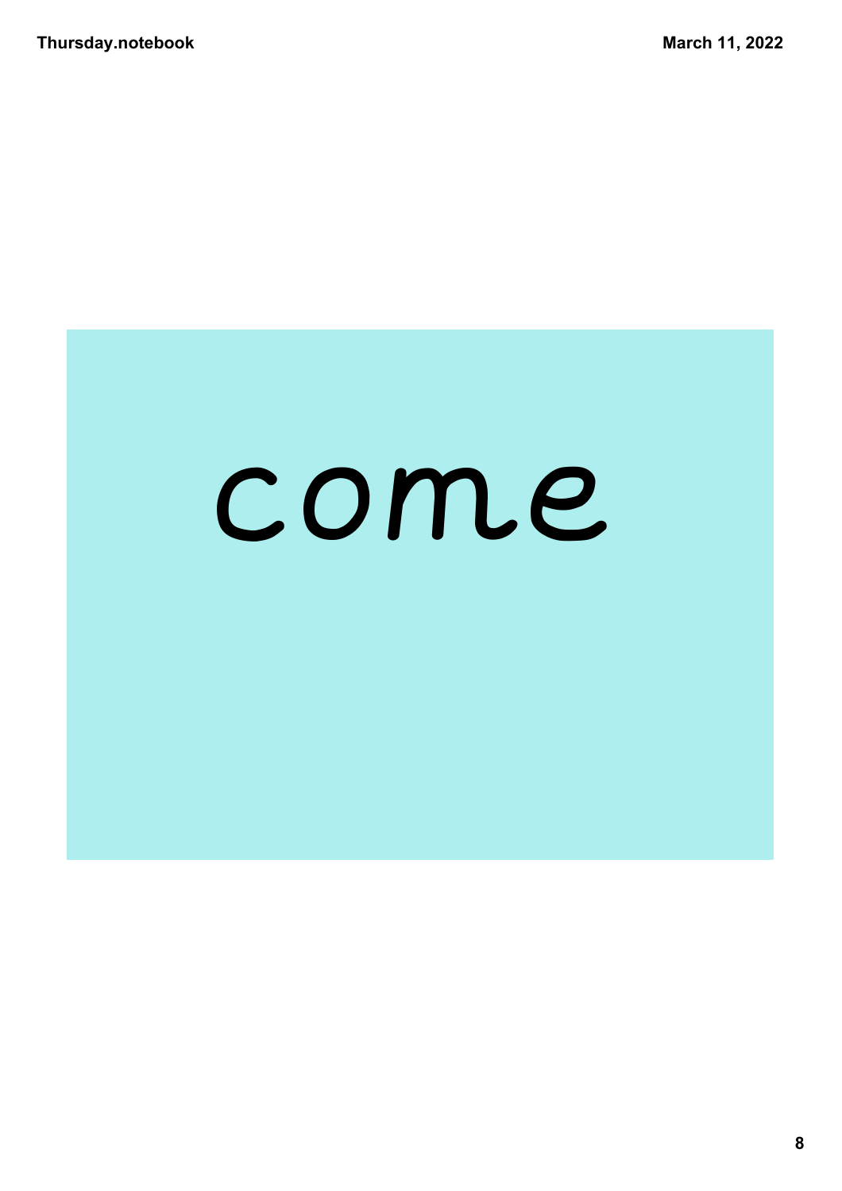come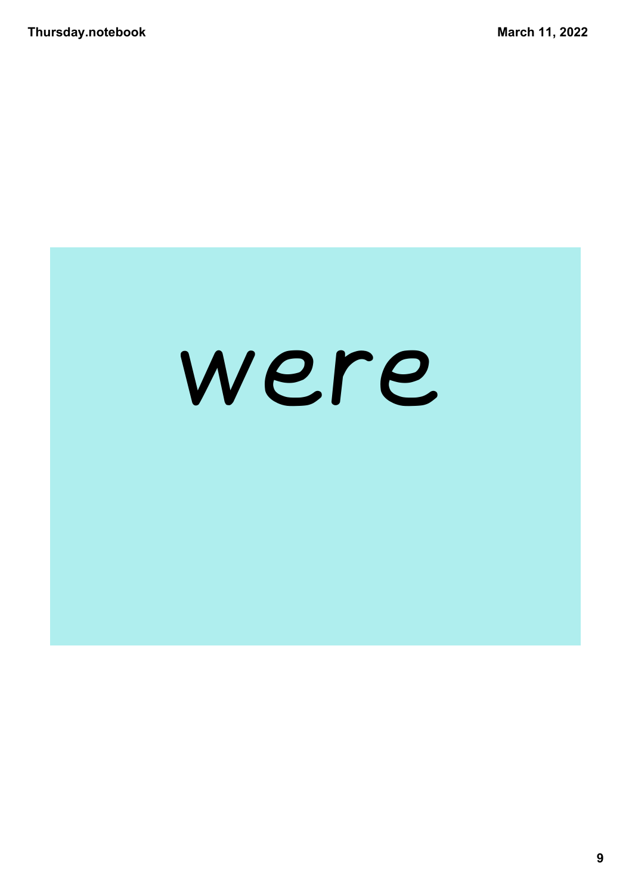were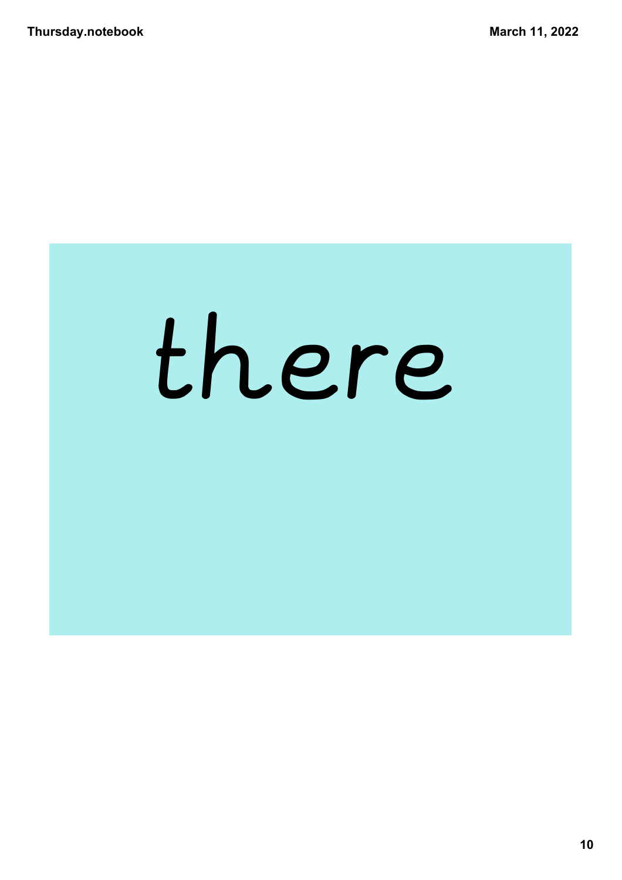there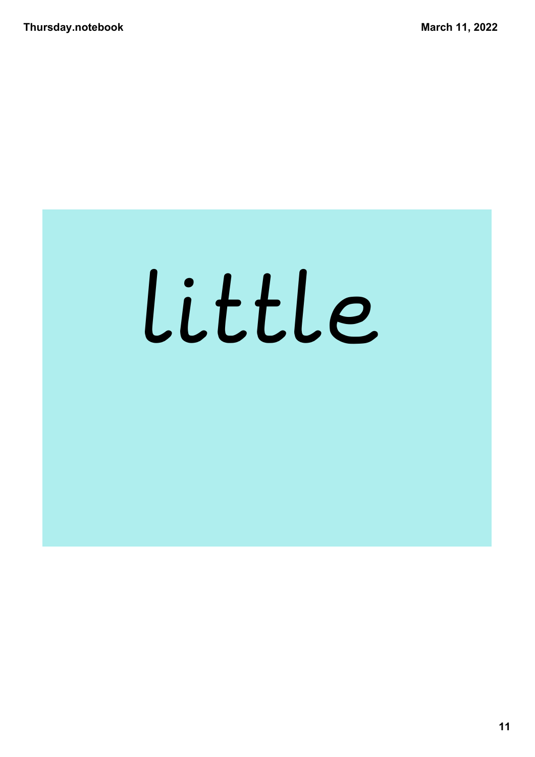little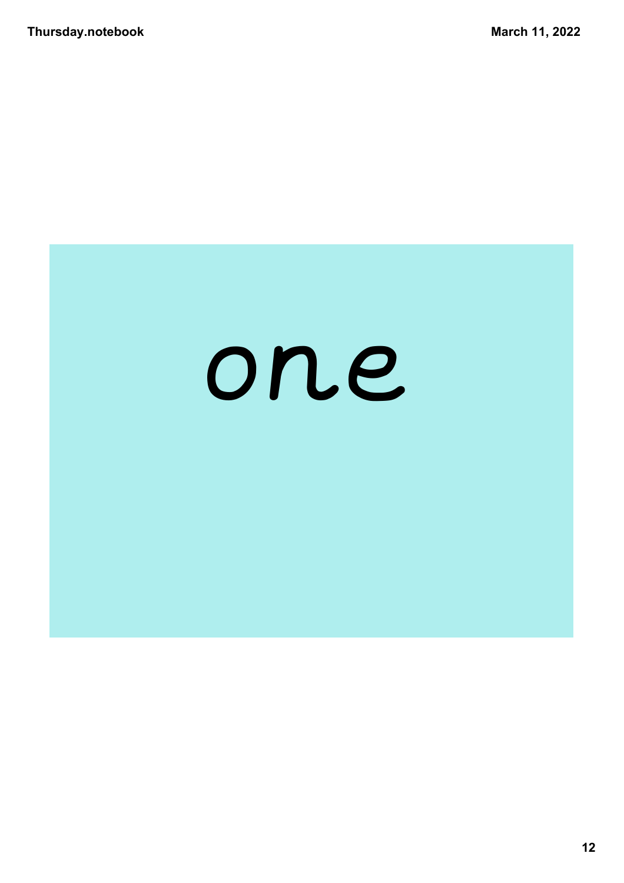one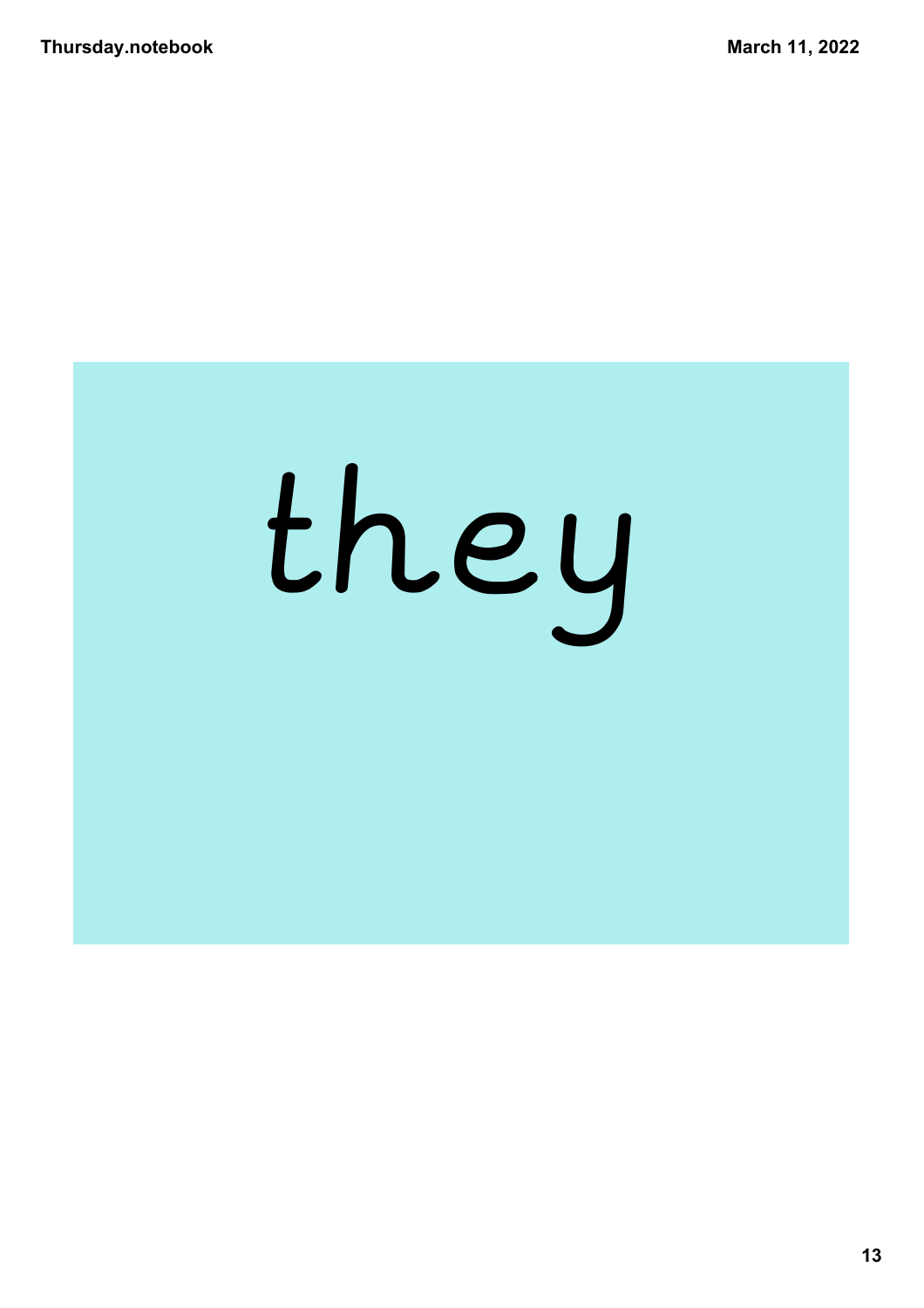they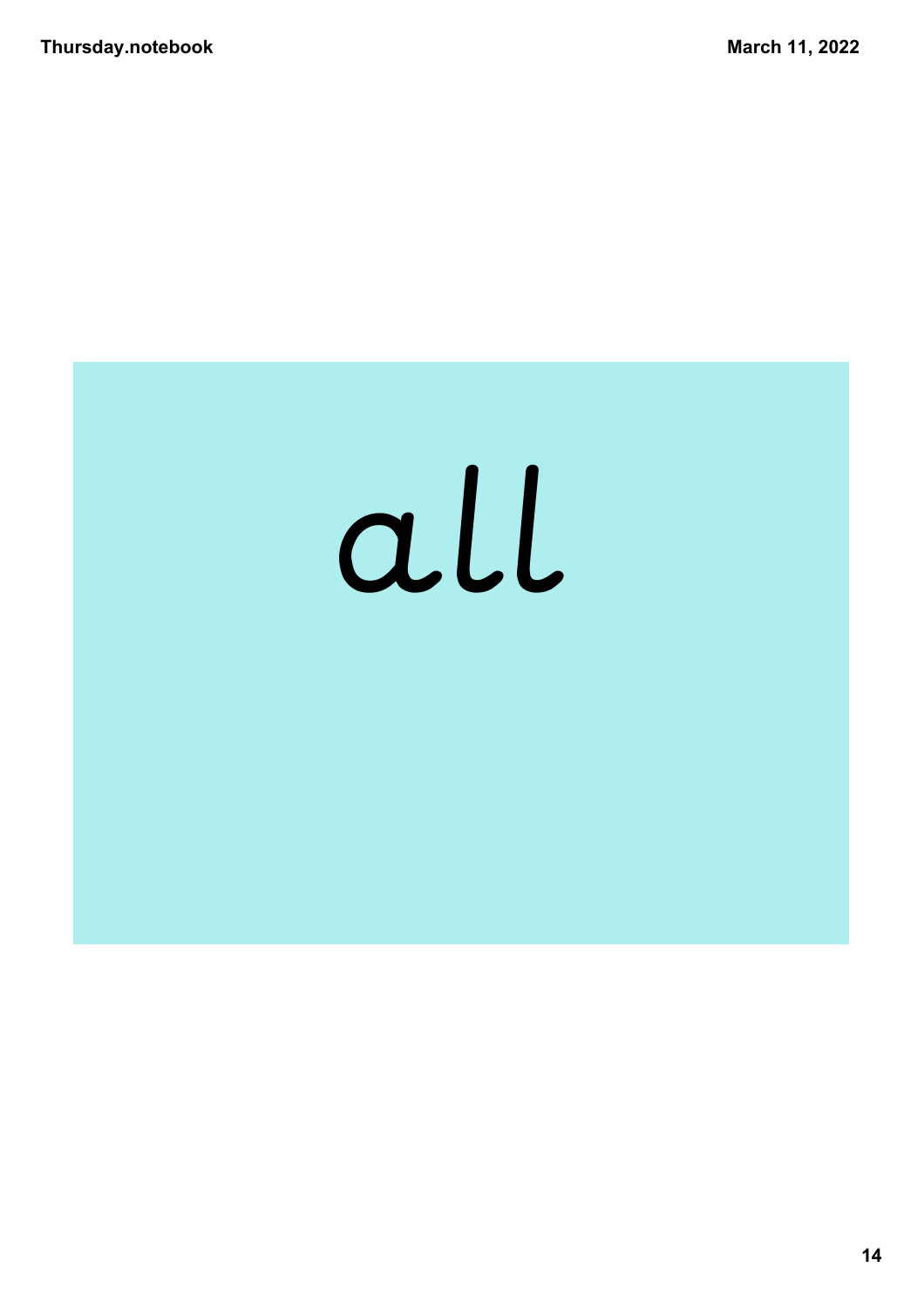all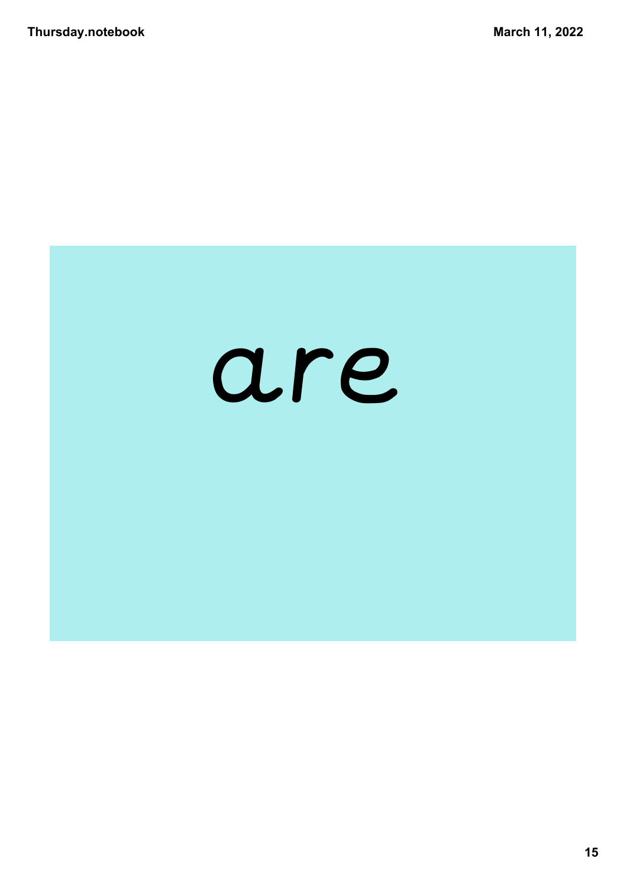are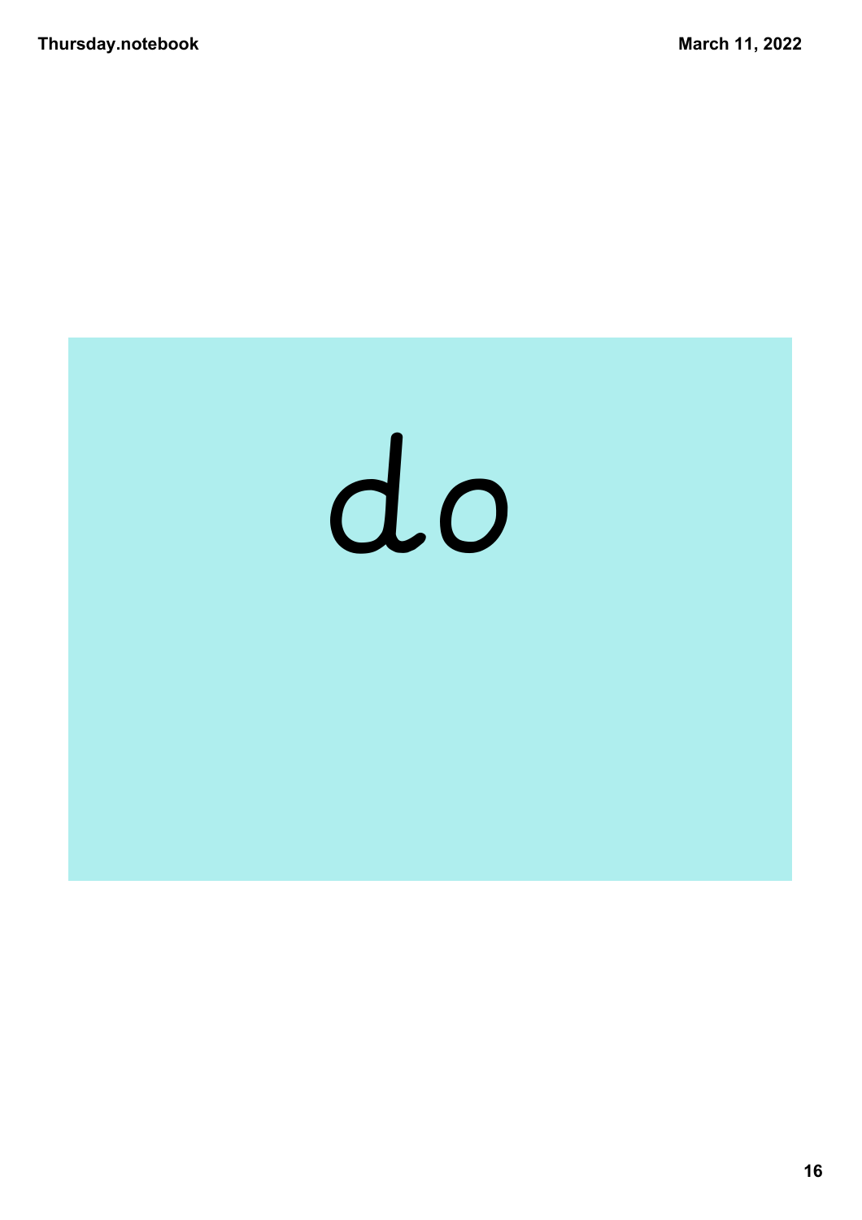do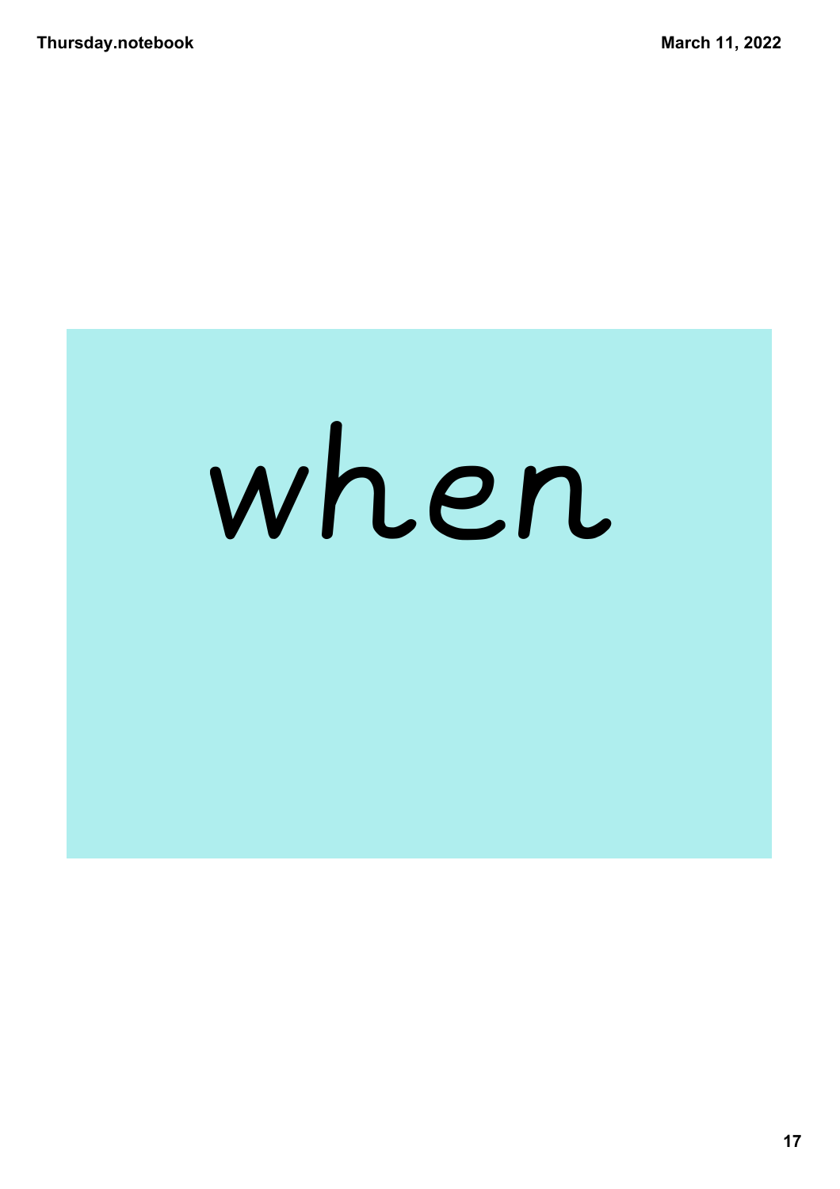when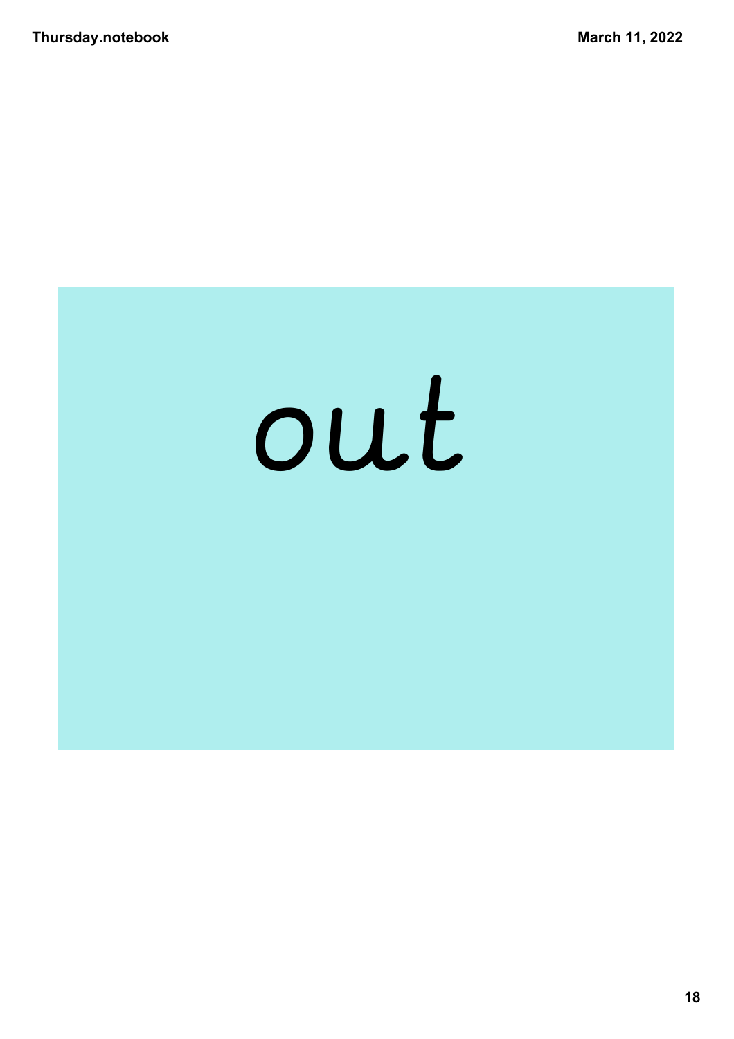out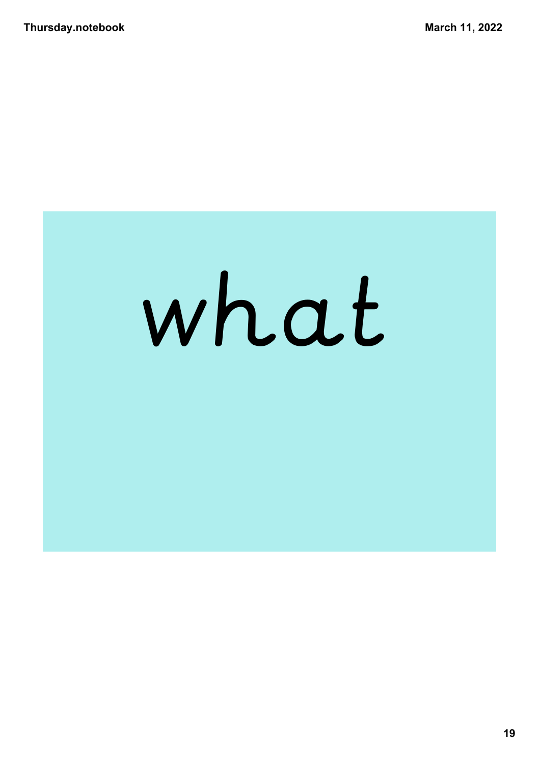what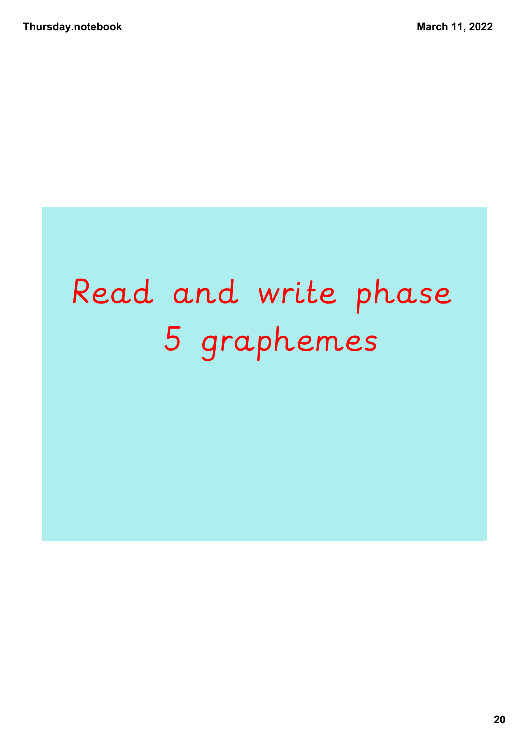# Read and write phase 5 graphemes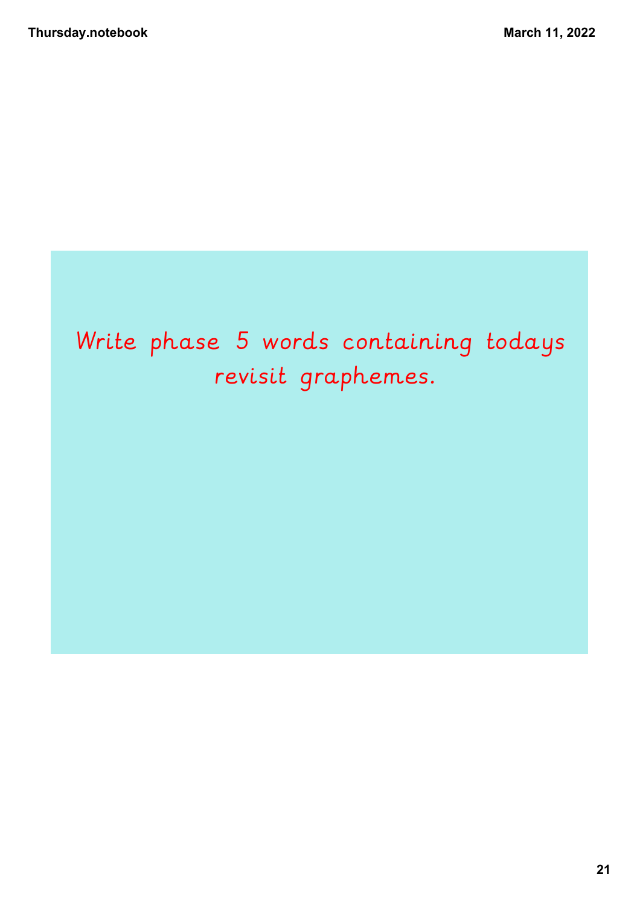Write phase 5 words containing todays revisit graphemes.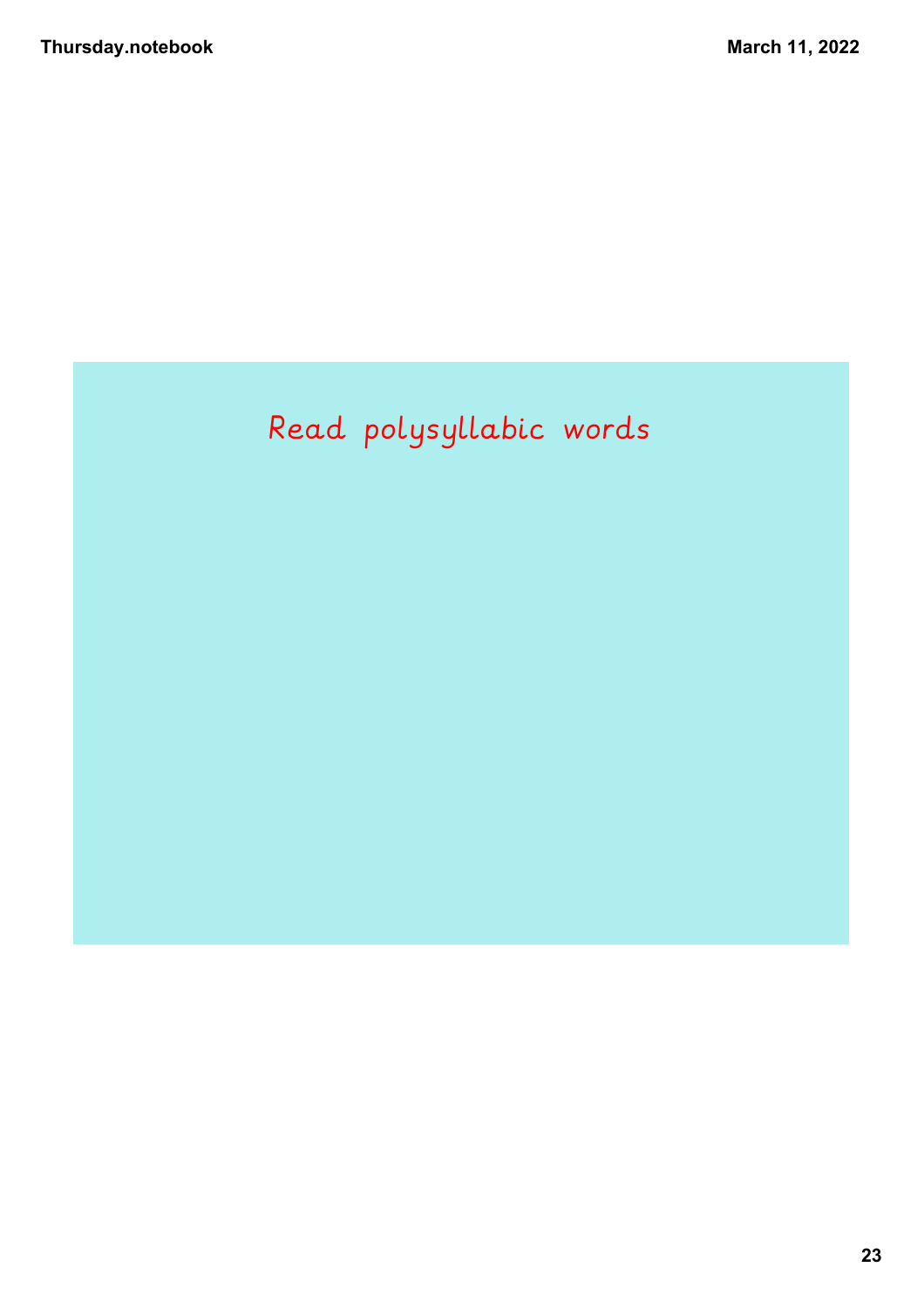Read polysyllabic words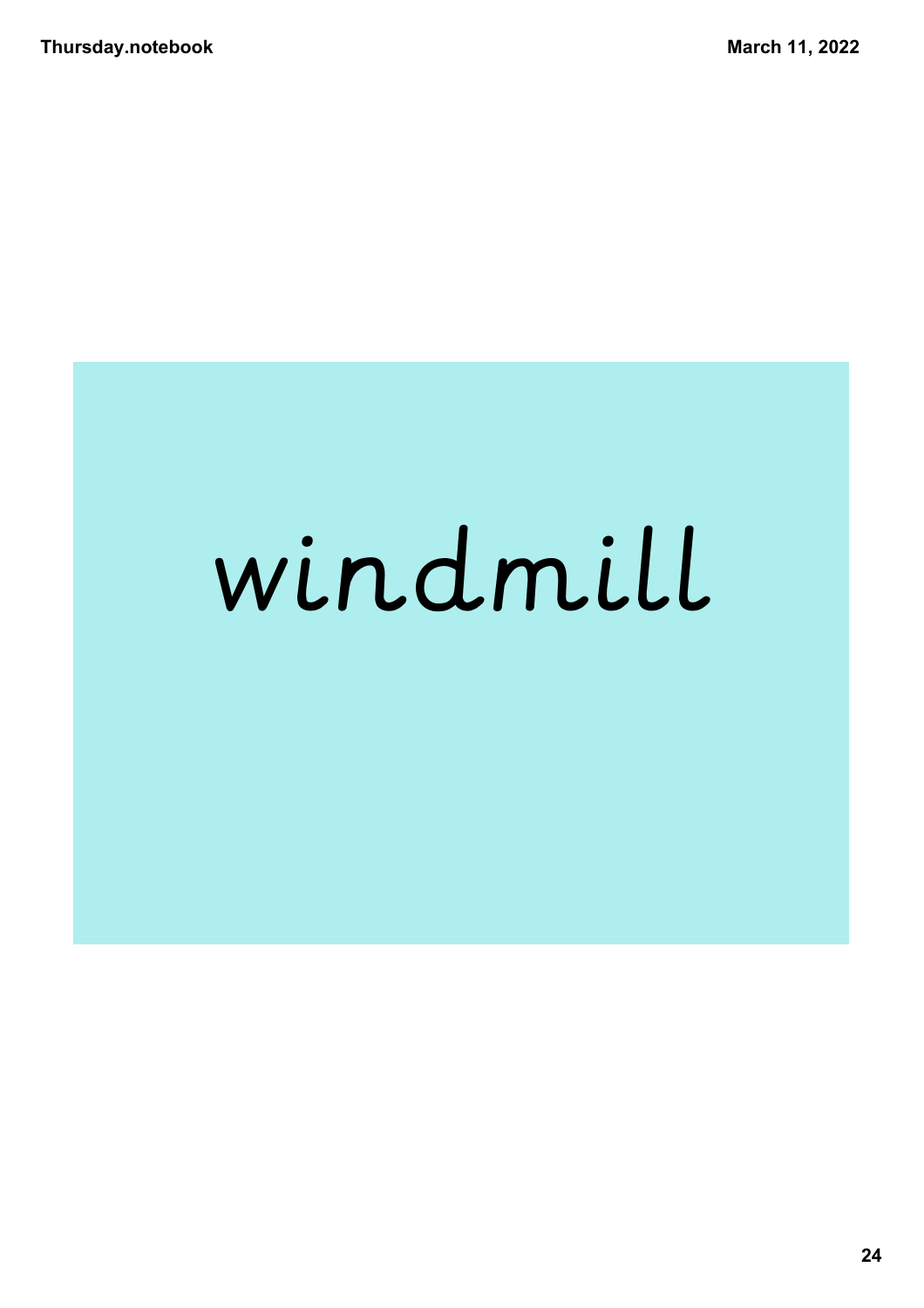windmill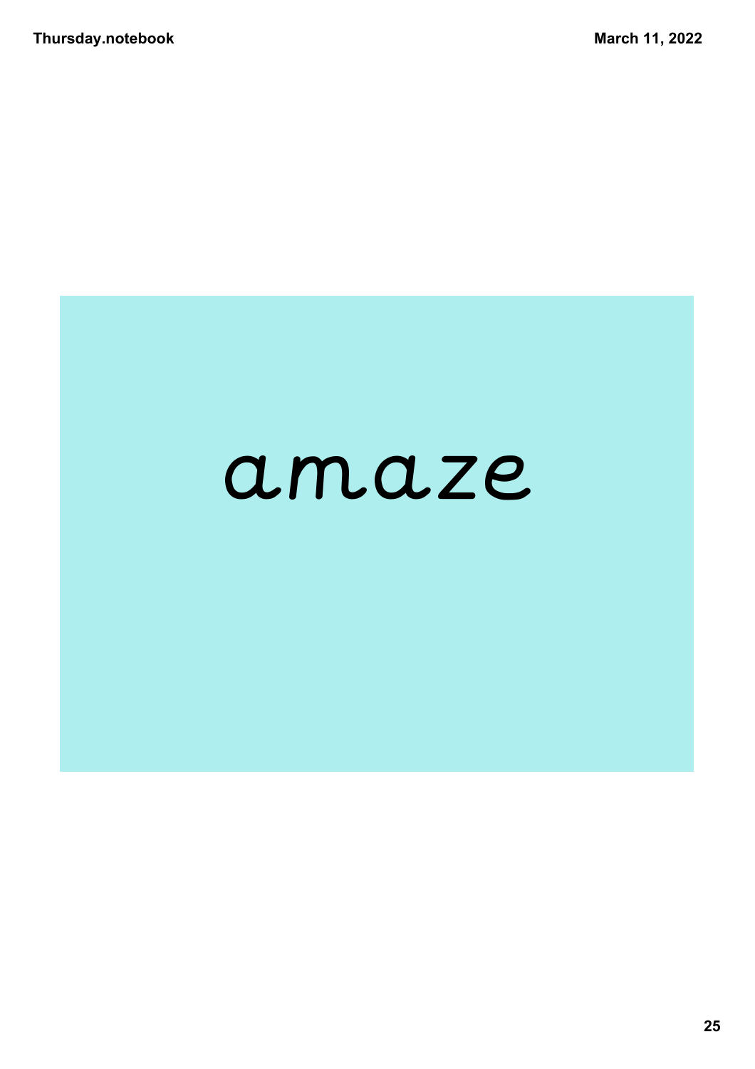amaze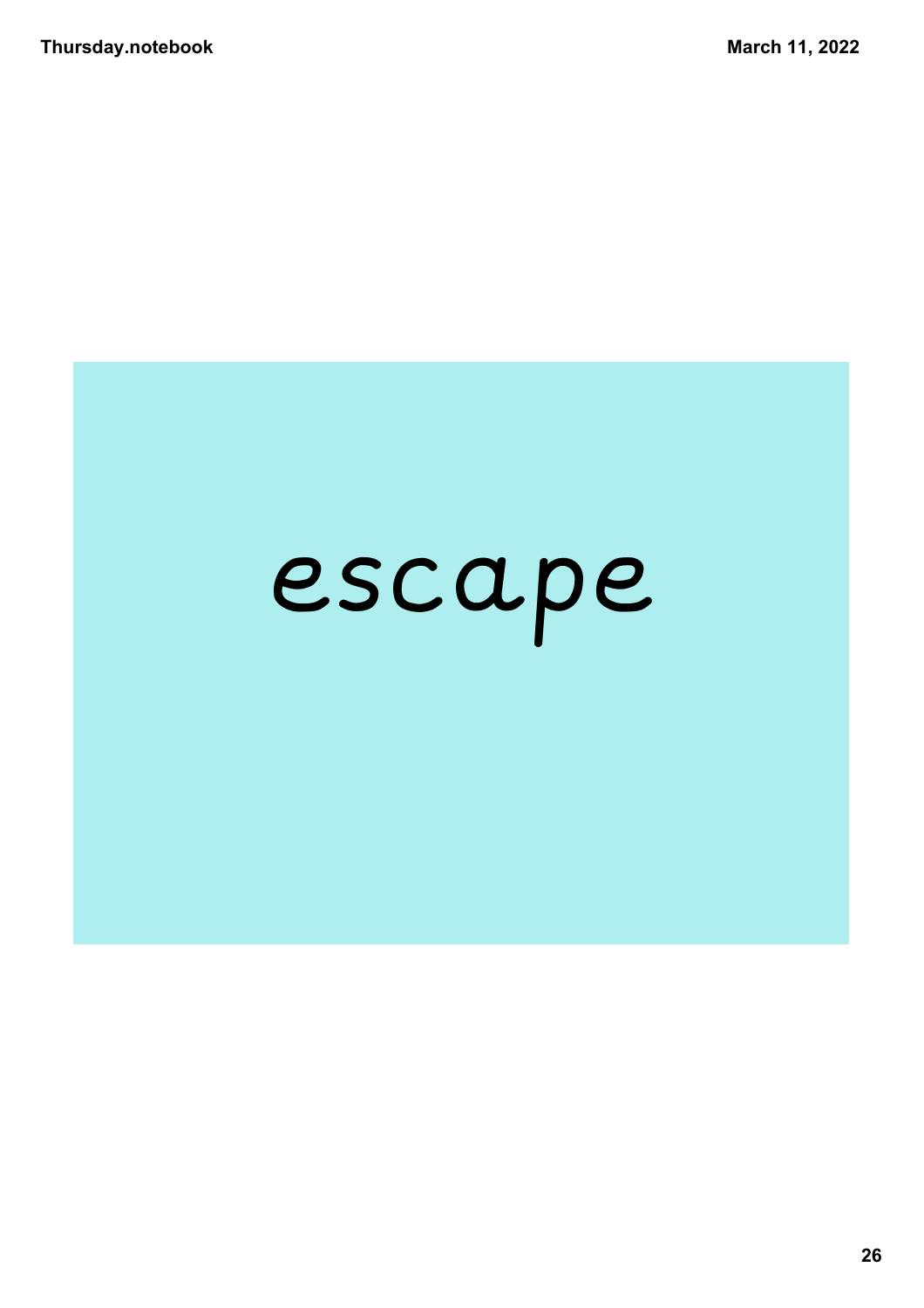escape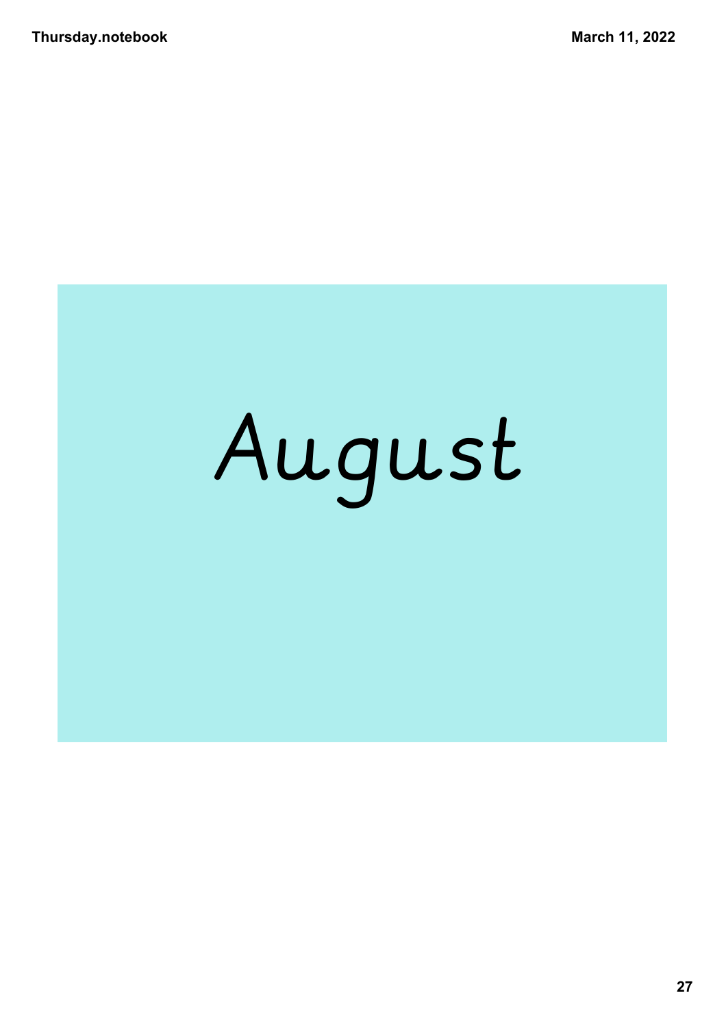August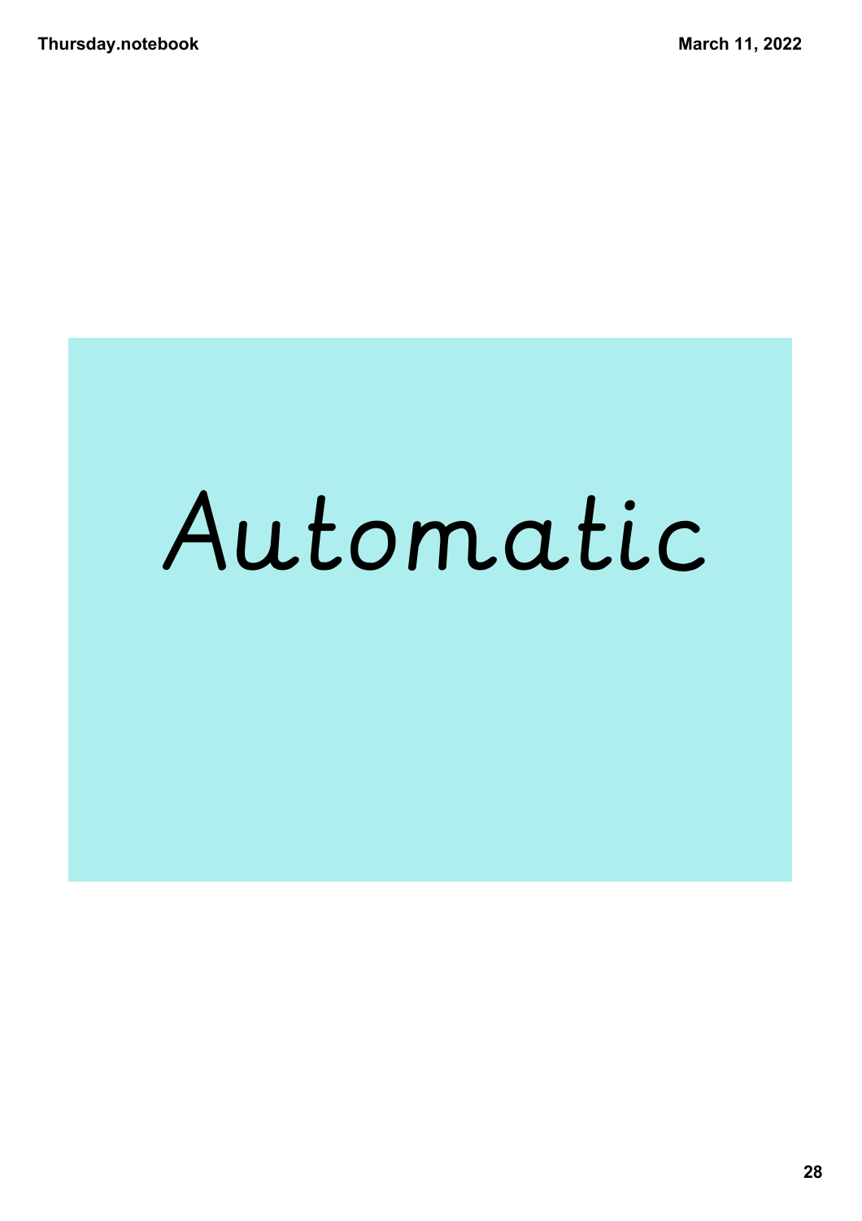Automatic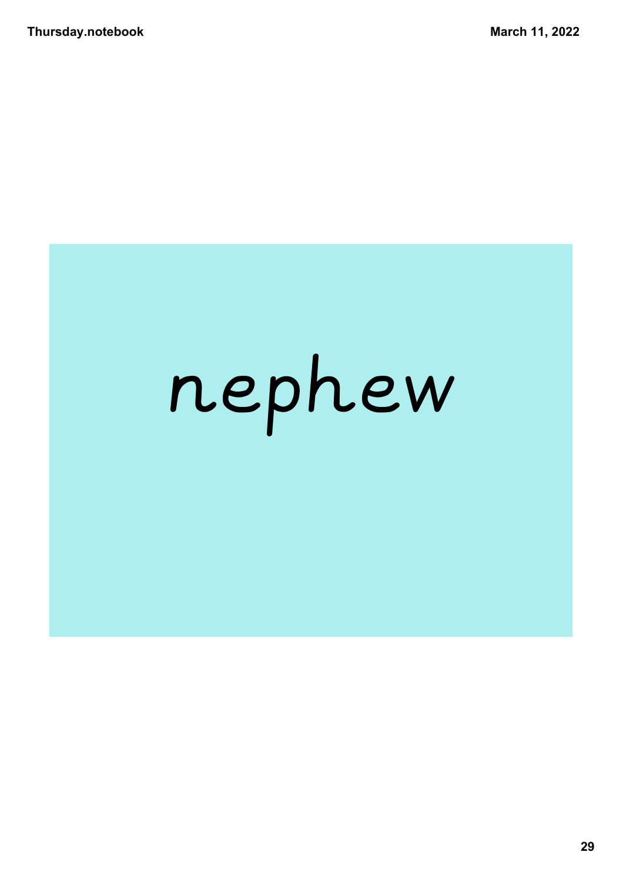nephew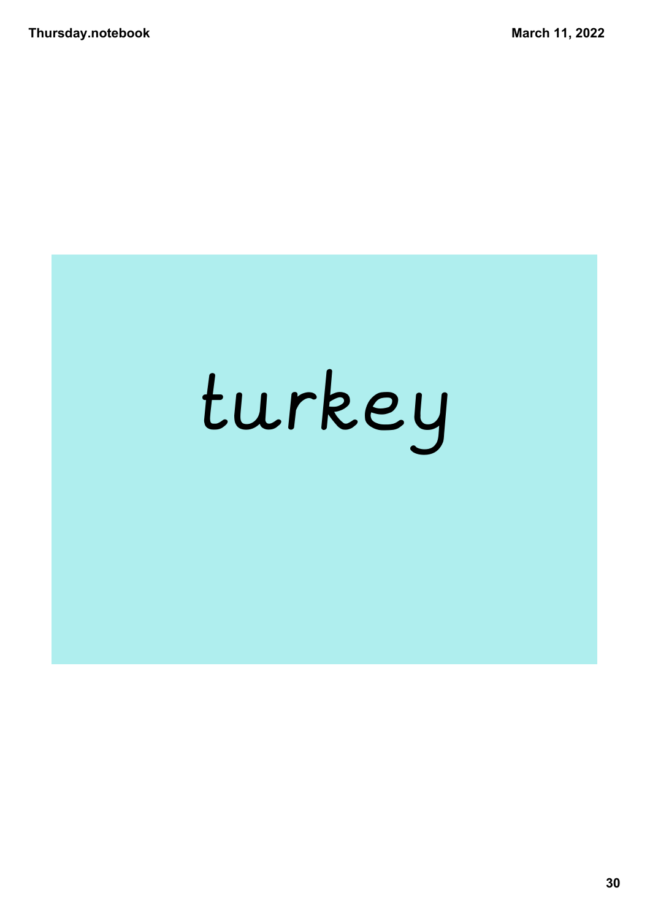turkey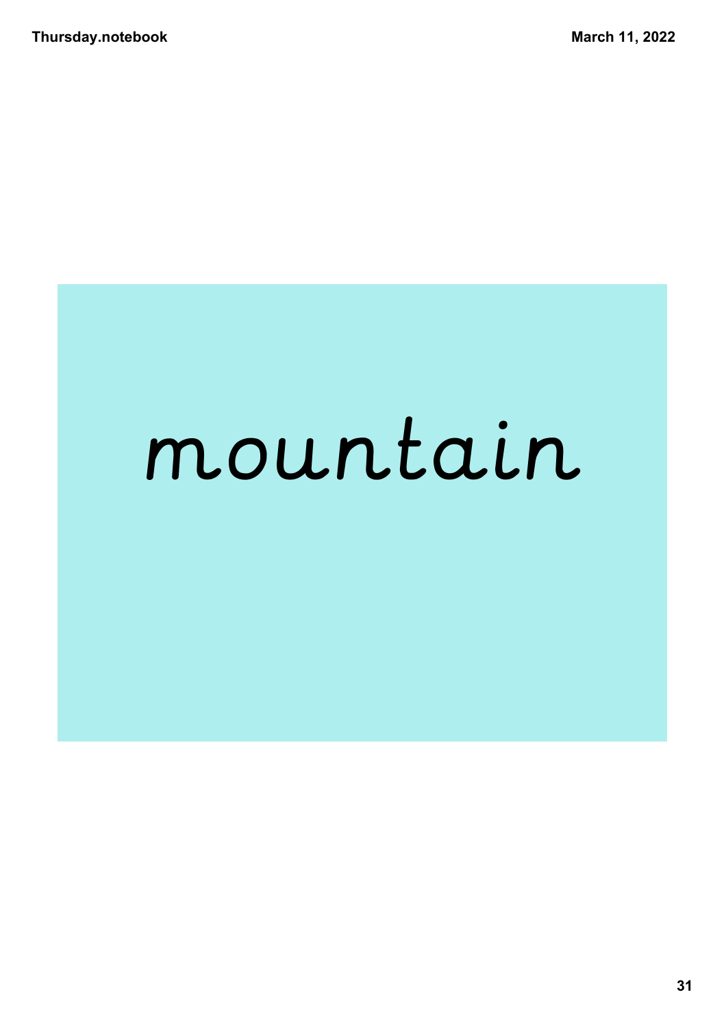mountain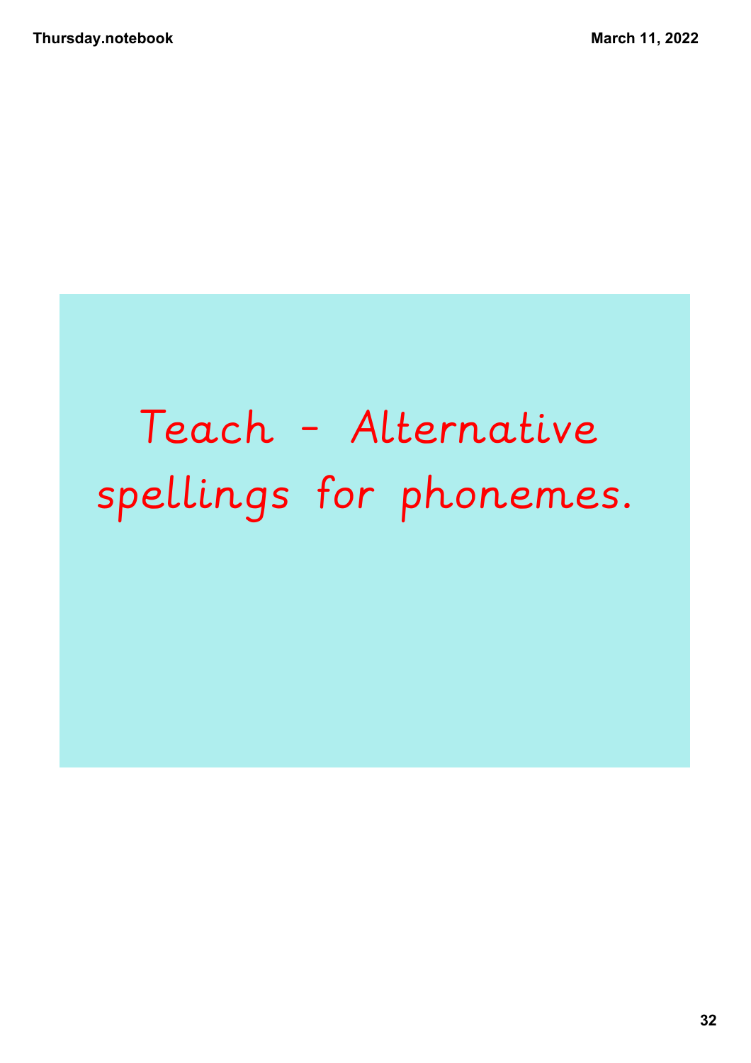Teach - Alternative spellings for phonemes.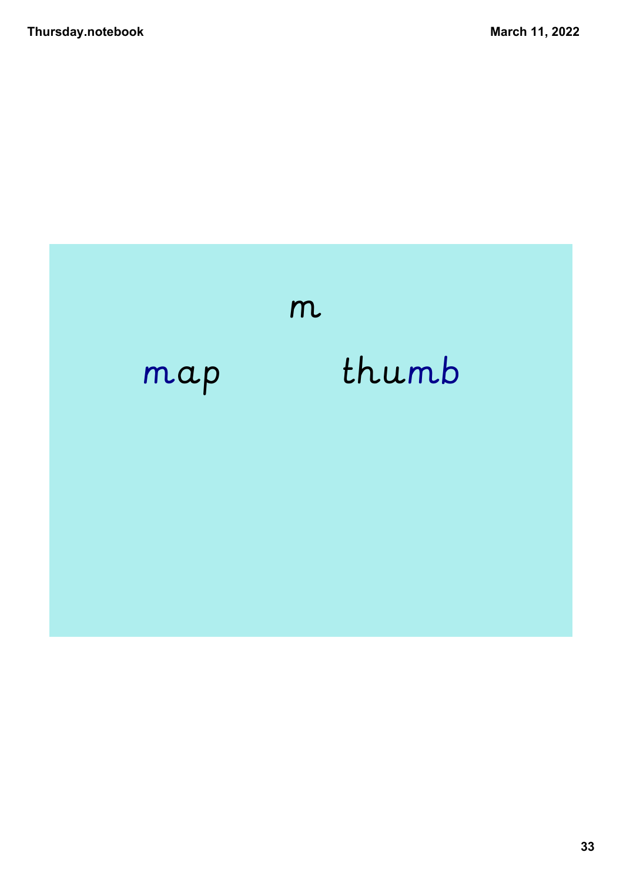m

map thumb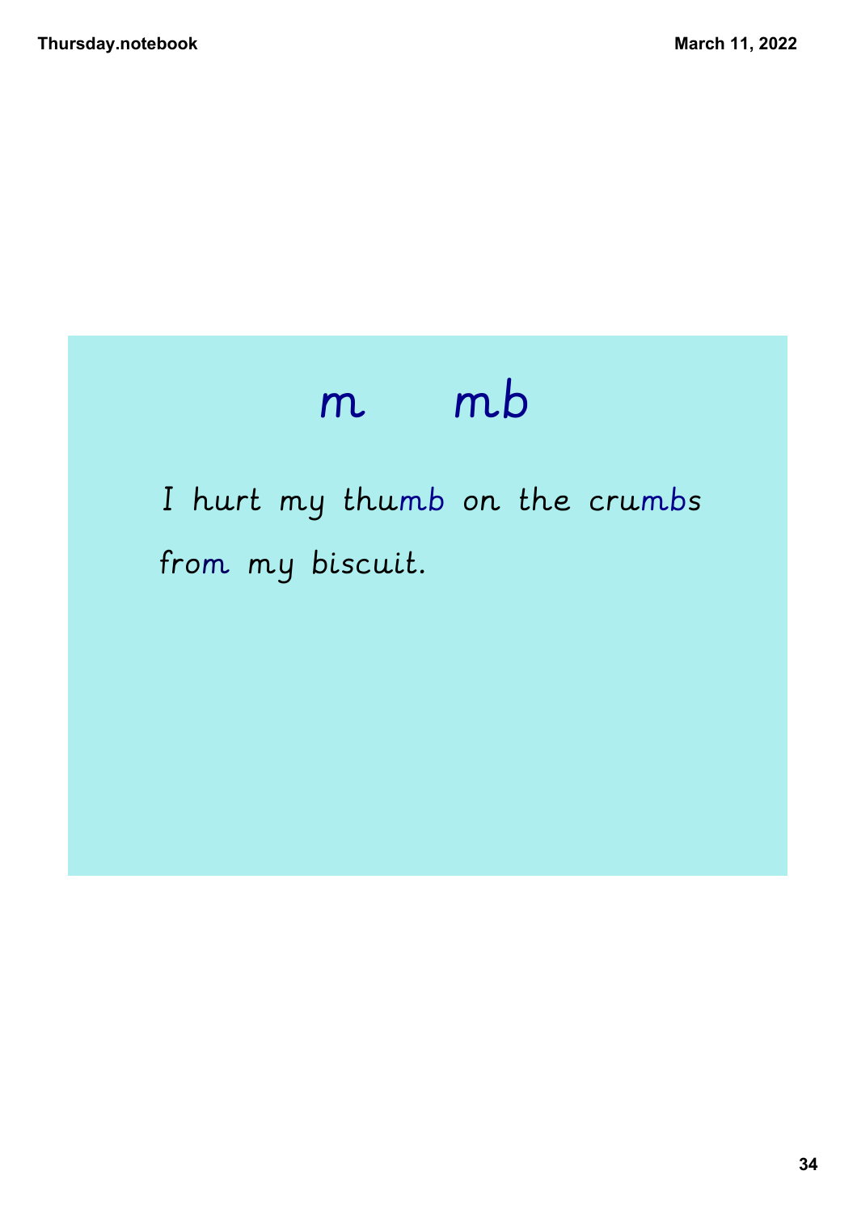# m mb

I hurt my thumb on the crumbs from my biscuit.